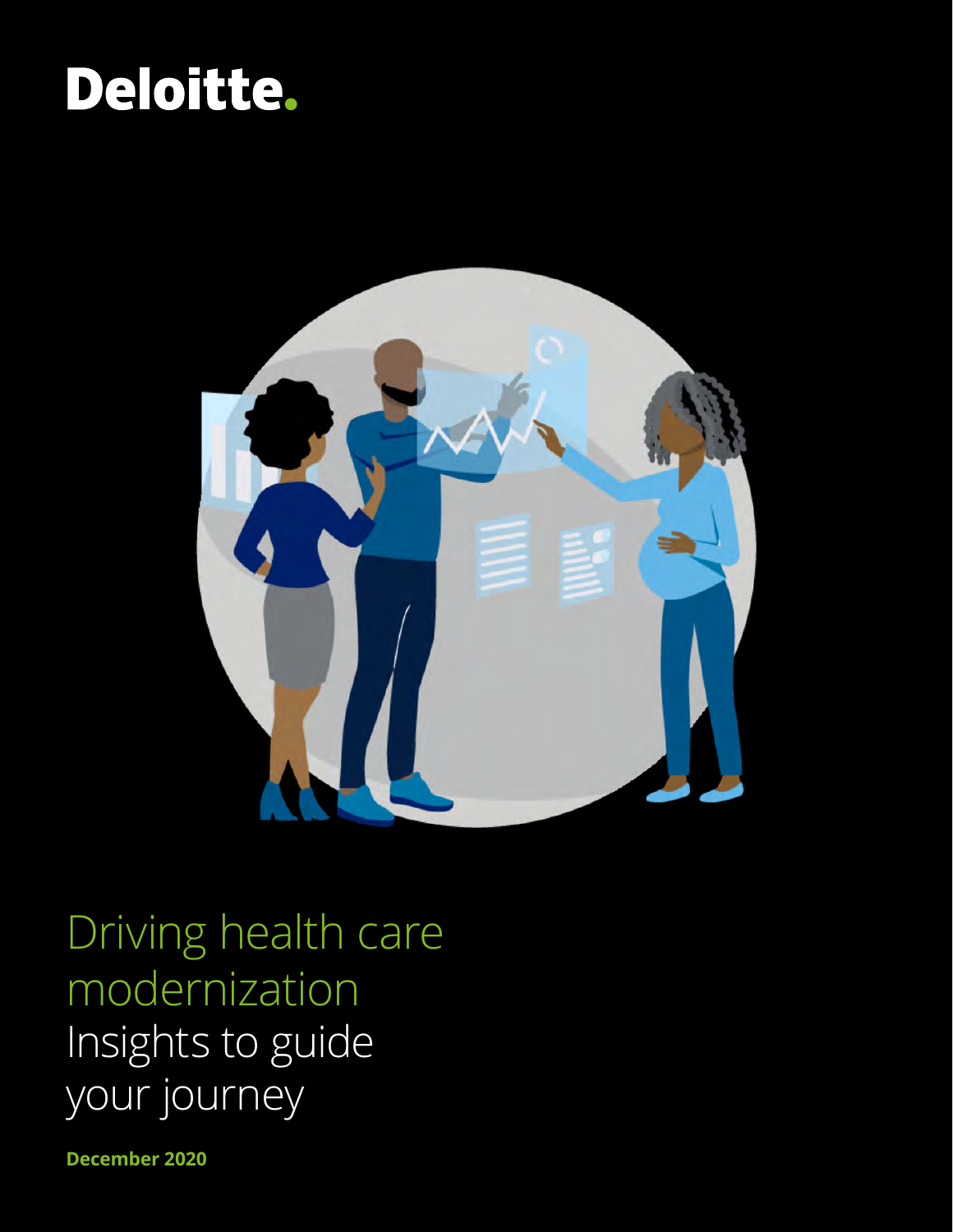Deloitte.

# Driving health care modernization

## Insights to guide your journey

**December 2020**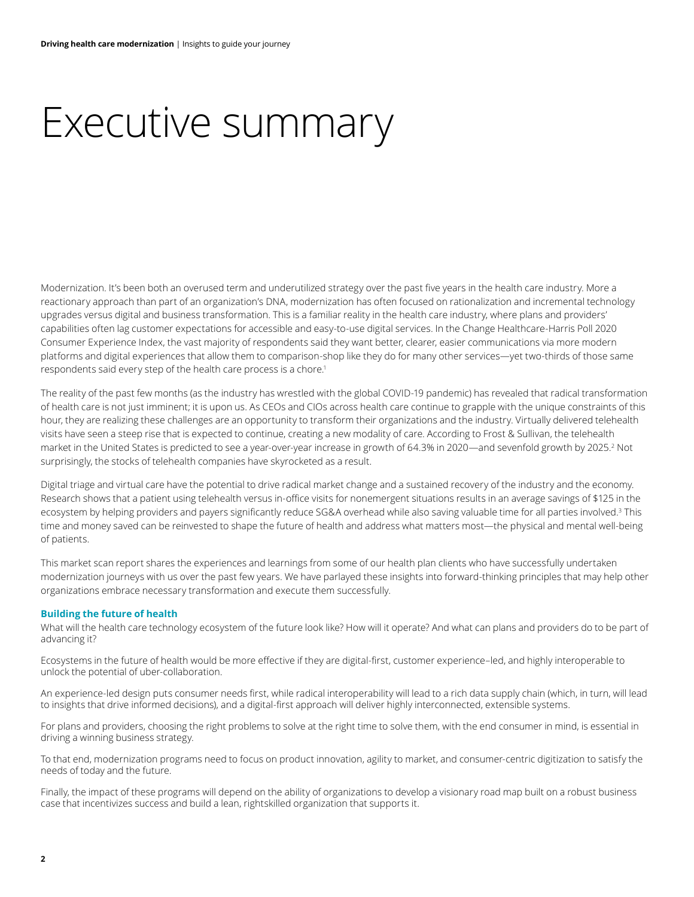# Executive summary

Modernization. It's been both an overused term and underutilized strategy over the past five years in the health care industry. More a reactionary approach than part of an organization's DNA, modernization has often focused on rationalization and incremental technology upgrades versus digital and business transformation. This is a familiar reality in the health care industry, where plans and providers' capabilities often lag customer expectations for accessible and easy-to-use digital services. In the Change Healthcare-Harris Poll 2020 Consumer Experience Index, the vast majority of respondents said they want better, clearer, easier communications via more modern platforms and digital experiences that allow them to comparison-shop like they do for many other services—yet two-thirds of those same respondents said every step of the health care process is a chore.[1]

The reality of the past few months (as the industry has wrestled with the global COVID-19 pandemic) has revealed that radical transformation of health care is not just imminent; it is upon us. As CEOs and CIOs across health care continue to grapple with the unique constraints of this hour, they are realizing these challenges are an opportunity to transform their organizations and the industry. Virtually delivered telehealth visits have seen a steep rise that is expected to continue, creating a new modality of care. According to Frost & Sullivan, the telehealth market in the United States is predicted to see a year-over-year increase in growth of 64.3% in 2020—and sevenfold growth by 2025.[2] Not surprisingly, the stocks of telehealth companies have skyrocketed as a result.

Digital triage and virtual care have the potential to drive radical market change and a sustained recovery of the industry and the economy. Research shows that a patient using telehealth versus in-office visits for nonemergent situations results in an average savings of $125 in the ecosystem by helping providers and payers significantly reduce SG&A overhead while also saving valuable time for all parties involved.[3] This time and money saved can be reinvested to shape the future of health and address what matters most—the physical and mental well-being of patients.

This market scan report shares the experiences and learnings from some of our health plan clients who have successfully undertaken modernization journeys with us over the past few years. We have parlayed these insights into forward-thinking principles that may help other organizations embrace necessary transformation and execute them successfully.

### Building the future of health

What will the health care technology ecosystem of the future look like? How will it operate? And what can plans and providers do to be part of advancing it?

Ecosystems in the future of health would be more effective if they are digital-first, customer experience–led, and highly interoperable to unlock the potential of uber-collaboration.

An experience-led design puts consumer needs first, while radical interoperability will lead to a rich data supply chain (which, in turn, will lead to insights that drive informed decisions), and a digital-first approach will deliver highly interconnected, extensible systems.

For plans and providers, choosing the right problems to solve at the right time to solve them, with the end consumer in mind, is essential in driving a winning business strategy.

To that end, modernization programs need to focus on product innovation, agility to market, and consumer-centric digitization to satisfy the needs of today and the future.

Finally, the impact of these programs will depend on the ability of organizations to develop a visionary road map built on a robust business case that incentivizes success and build a lean, rightskilled organization that supports it.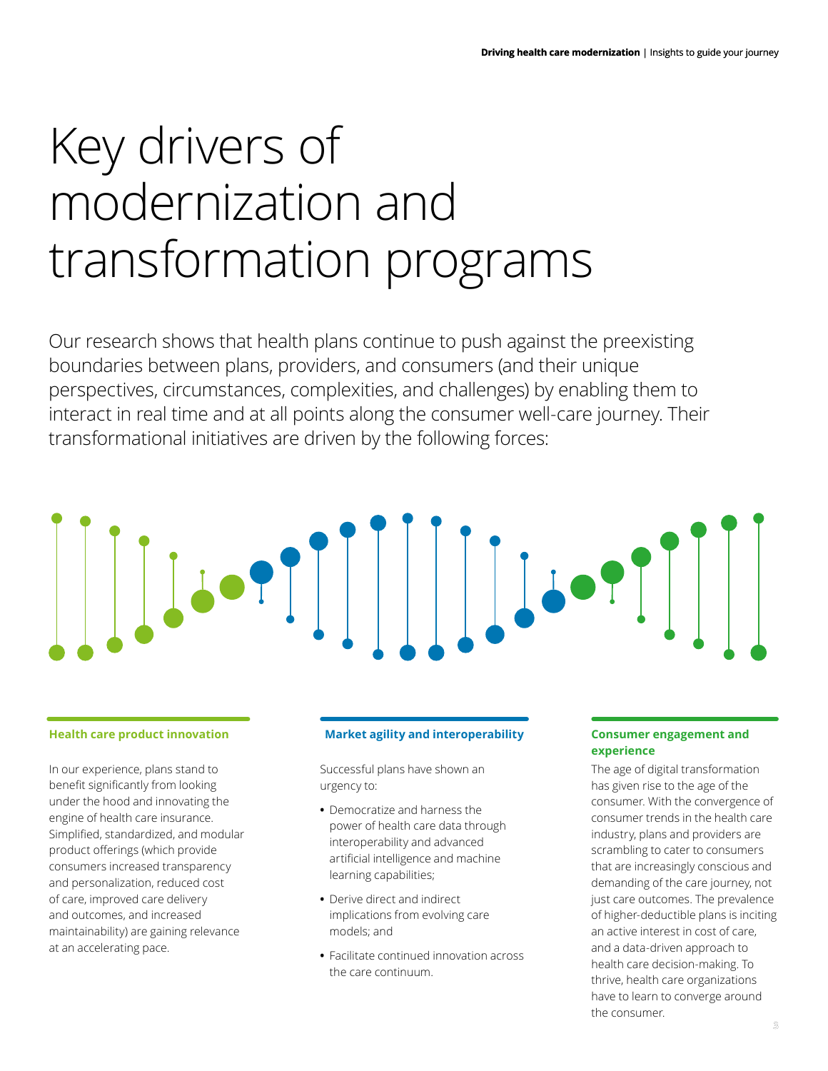# Key drivers of modernization and transformation programs

Our research shows that health plans continue to push against the preexisting boundaries between plans, providers, and consumers (and their unique perspectives, circumstances, complexities, and challenges) by enabling them to interact in real time and at all points along the consumer well-care journey. Their transformational initiatives are driven by the following forces:

### Health care product innovation

In our experience, plans stand to benefit significantly from looking under the hood and innovating the engine of health care insurance. Simplified, standardized, and modular product offerings (which provide consumers increased transparency and personalization, reduced cost of care, improved care delivery and outcomes, and increased maintainability) are gaining relevance at an accelerating pace.

### Market agility and interoperability

Successful plans have shown an urgency to:

- Democratize and harness the power of health care data through interoperability and advanced artificial intelligence and machine learning capabilities;
- Derive direct and indirect implications from evolving care models; and
- Facilitate continued innovation across the care continuum.

### Consumer engagement and experience

The age of digital transformation has given rise to the age of the consumer. With the convergence of consumer trends in the health care industry, plans and providers are scrambling to cater to consumers that are increasingly conscious and demanding of the care journey, not just care outcomes. The prevalence of higher-deductible plans is inciting an active interest in cost of care, and a data-driven approach to health care decision-making. To thrive, health care organizations have to learn to converge around the consumer.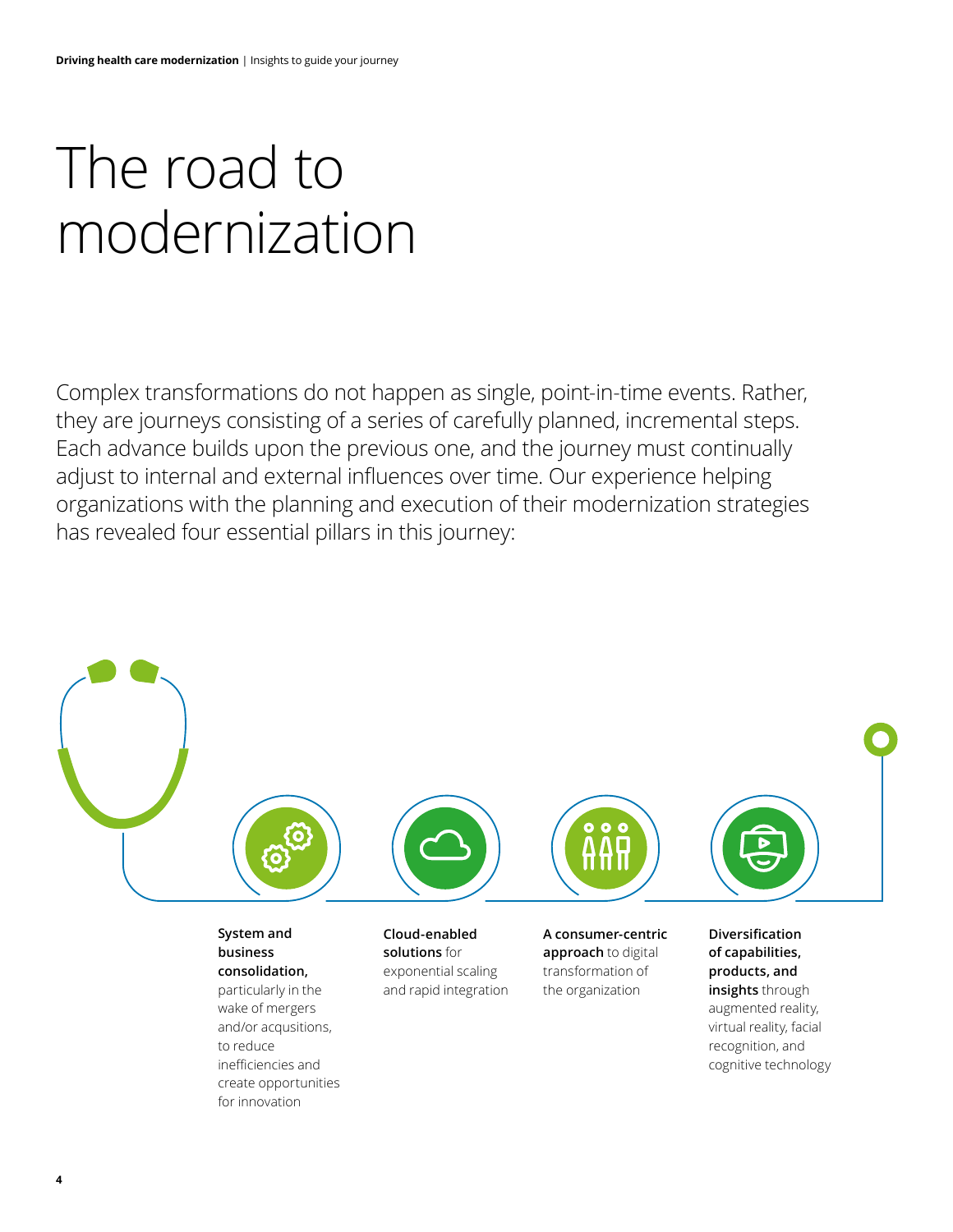# The road to modernization

Complex transformations do not happen as single, point-in-time events. Rather, they are journeys consisting of a series of carefully planned, incremental steps. Each advance builds upon the previous one, and the journey must continually adjust to internal and external influences over time. Our experience helping organizations with the planning and execution of their modernization strategies has revealed four essential pillars in this journey:

- **System and business consolidation,** particularly in the wake of mergers and/or acqusitions, to reduce inefficiencies and create opportunities for innovation
- **Cloud-enabled solutions** for exponential scaling and rapid integration
- **A consumer-centric approach** to digital transformation of the organization
- **Diversification of capabilities, products, and insights** through augmented reality, virtual reality, facial recognition, and cognitive technology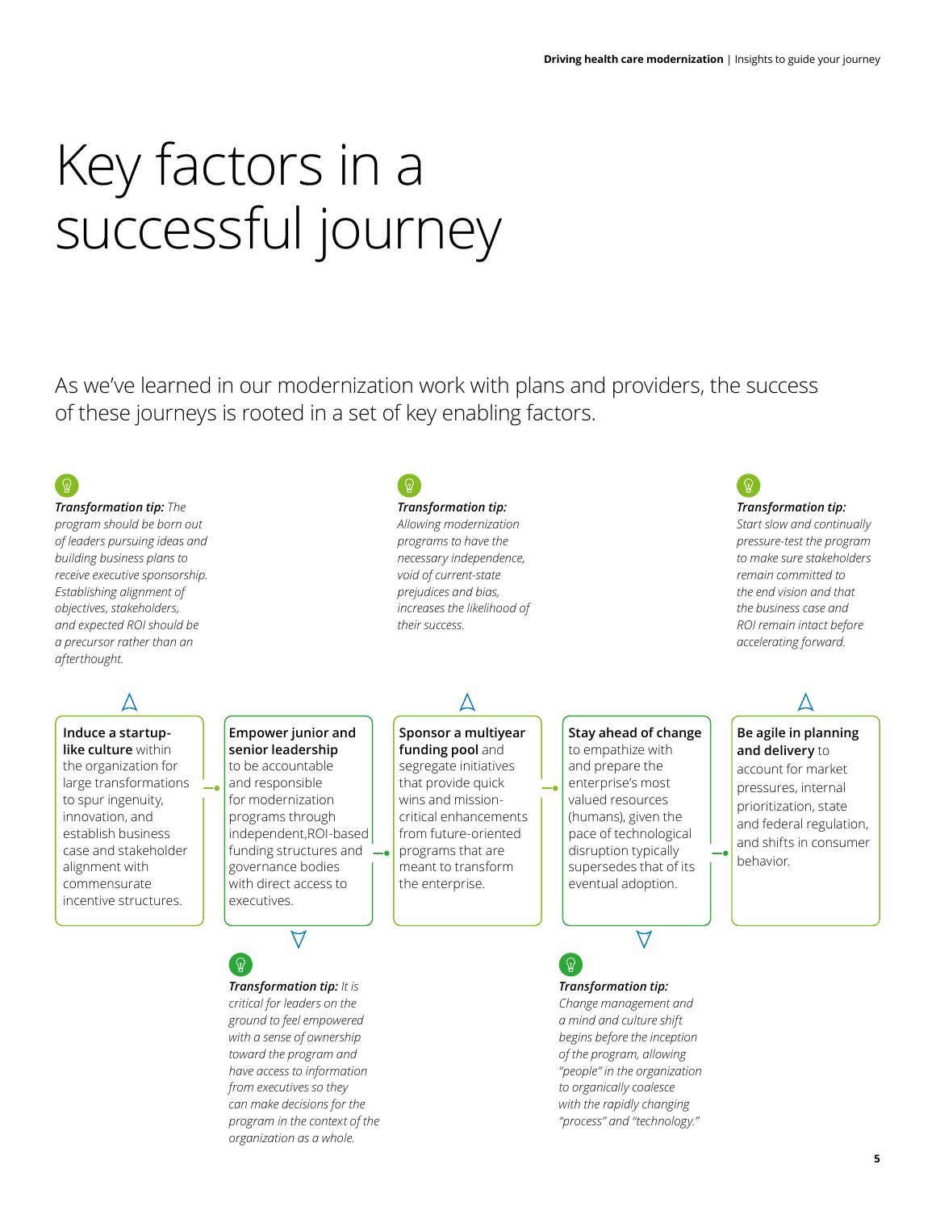# Key factors in a successful journey

As we've learned in our modernization work with plans and providers, the success of these journeys is rooted in a set of key enabling factors.

**Induce a startup-like culture** within the organization for large transformations to spur ingenuity, innovation, and establish business case and stakeholder alignment with commensurate incentive structures.

> ***Transformation tip:*** *The program should be born out of leaders pursuing ideas and building business plans to receive executive sponsorship. Establishing alignment of objectives, stakeholders, and expected ROI should be a precursor rather than an afterthought.*

**Empower junior and senior leadership** to be accountable and responsible for modernization programs through independent,ROI-based funding structures and governance bodies with direct access to executives.

> ***Transformation tip:*** *It is critical for leaders on the ground to feel empowered with a sense of ownership toward the program and have access to information from executives so they can make decisions for the program in the context of the organization as a whole.*

**Sponsor a multiyear funding pool** and segregate initiatives that provide quick wins and mission-critical enhancements from future-oriented programs that are meant to transform the enterprise.

> ***Transformation tip:*** *Allowing modernization programs to have the necessary independence, void of current-state prejudices and bias, increases the likelihood of their success.*

**Stay ahead of change** to empathize with and prepare the enterprise's most valued resources (humans), given the pace of technological disruption typically supersedes that of its eventual adoption.

> ***Transformation tip:*** *Change management and a mind and culture shift begins before the inception of the program, allowing "people" in the organization to organically coalesce with the rapidly changing "process" and "technology."*

**Be agile in planning and delivery** to account for market pressures, internal prioritization, state and federal regulation, and shifts in consumer behavior.

> ***Transformation tip:*** *Start slow and continually pressure-test the program to make sure stakeholders remain committed to the end vision and that the business case and ROI remain intact before accelerating forward.*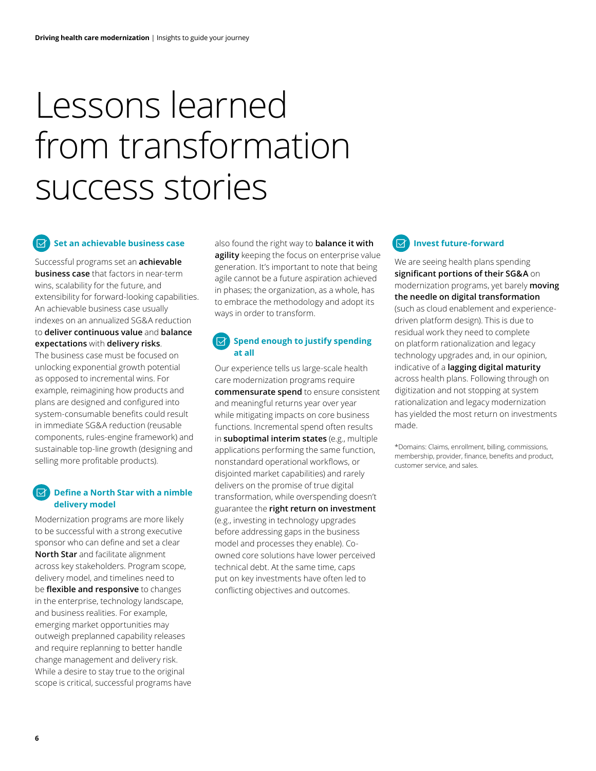# Lessons learned from transformation success stories

### Set an achievable business case

Successful programs set an **achievable business case** that factors in near-term wins, scalability for the future, and extensibility for forward-looking capabilities. An achievable business case usually indexes on an annualized SG&A reduction to **deliver continuous value** and **balance expectations** with **delivery risks**. The business case must be focused on unlocking exponential growth potential as opposed to incremental wins. For example, reimagining how products and plans are designed and configured into system-consumable benefits could result in immediate SG&A reduction (reusable components, rules-engine framework) and sustainable top-line growth (designing and selling more profitable products).

### Define a North Star with a nimble delivery model

Modernization programs are more likely to be successful with a strong executive sponsor who can define and set a clear **North Star** and facilitate alignment across key stakeholders. Program scope, delivery model, and timelines need to be **flexible and responsive** to changes in the enterprise, technology landscape, and business realities. For example, emerging market opportunities may outweigh preplanned capability releases and require replanning to better handle change management and delivery risk. While a desire to stay true to the original scope is critical, successful programs have also found the right way to **balance it with agility** keeping the focus on enterprise value generation. It's important to note that being agile cannot be a future aspiration achieved in phases; the organization, as a whole, has to embrace the methodology and adopt its ways in order to transform.

### Spend enough to justify spending at all

Our experience tells us large-scale health care modernization programs require **commensurate spend** to ensure consistent and meaningful returns year over year while mitigating impacts on core business functions. Incremental spend often results in **suboptimal interim states** (e.g., multiple applications performing the same function, nonstandard operational workflows, or disjointed market capabilities) and rarely delivers on the promise of true digital transformation, while overspending doesn't guarantee the **right return on investment** (e.g., investing in technology upgrades before addressing gaps in the business model and processes they enable). Co-owned core solutions have lower perceived technical debt. At the same time, caps put on key investments have often led to conflicting objectives and outcomes.

### Invest future-forward

We are seeing health plans spending **significant portions of their SG&A** on modernization programs, yet barely **moving the needle on digital transformation** (such as cloud enablement and experience-driven platform design). This is due to residual work they need to complete on platform rationalization and legacy technology upgrades and, in our opinion, indicative of a **lagging digital maturity** across health plans. Following through on digitization and not stopping at system rationalization and legacy modernization has yielded the most return on investments made.

*Domains: Claims, enrollment, billing, commissions, membership, provider, finance, benefits and product, customer service, and sales.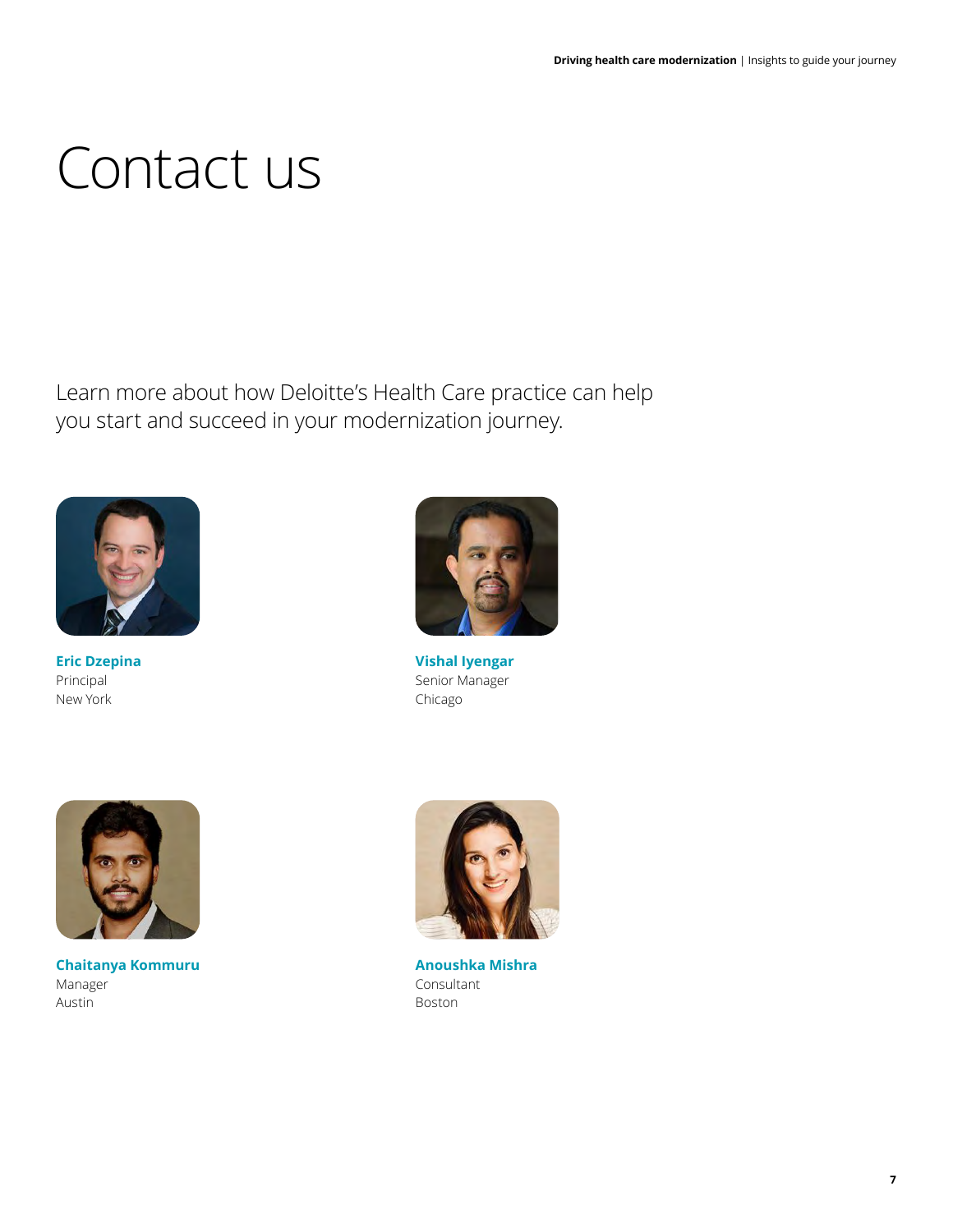# Contact us

Learn more about how Deloitte's Health Care practice can help you start and succeed in your modernization journey.

**Eric Dzepina**
Principal
New York

**Vishal Iyengar**
Senior Manager
Chicago

**Chaitanya Kommuru**
Manager
Austin

**Anoushka Mishra**
Consultant
Boston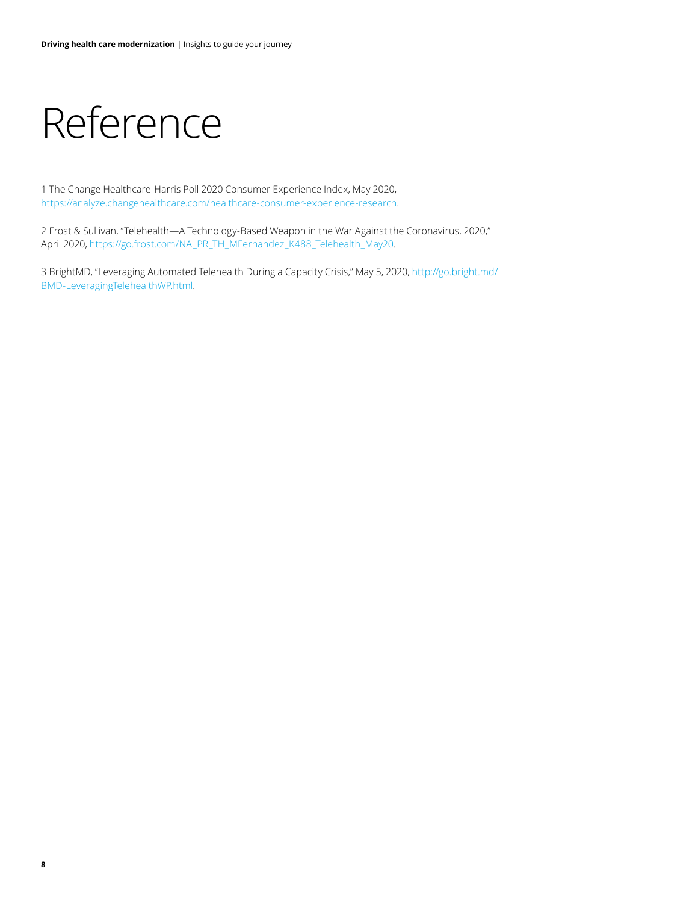# Reference

1 The Change Healthcare-Harris Poll 2020 Consumer Experience Index, May 2020, https://analyze.changehealthcare.com/healthcare-consumer-experience-research.

2 Frost & Sullivan, "Telehealth—A Technology-Based Weapon in the War Against the Coronavirus, 2020," April 2020, https://go.frost.com/NA_PR_TH_MFernandez_K488_Telehealth_May20.

3 BrightMD, "Leveraging Automated Telehealth During a Capacity Crisis," May 5, 2020, http://go.bright.md/BMD-LeveragingTelehealthWP.html.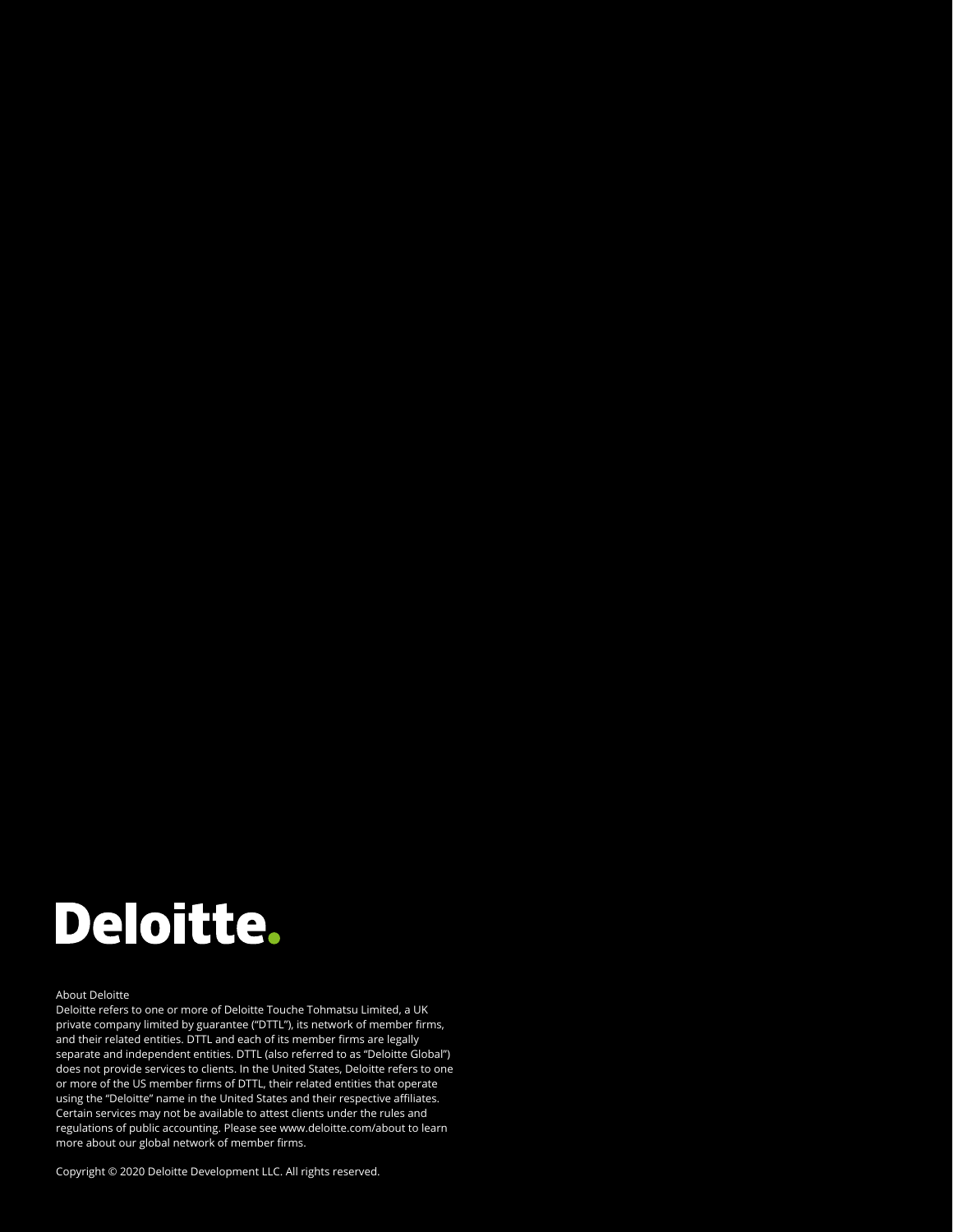Deloitte.

About Deloitte

Deloitte refers to one or more of Deloitte Touche Tohmatsu Limited, a UK private company limited by guarantee ("DTTL"), its network of member firms, and their related entities. DTTL and each of its member firms are legally separate and independent entities. DTTL (also referred to as "Deloitte Global") does not provide services to clients. In the United States, Deloitte refers to one or more of the US member firms of DTTL, their related entities that operate using the "Deloitte" name in the United States and their respective affiliates. Certain services may not be available to attest clients under the rules and regulations of public accounting. Please see www.deloitte.com/about to learn more about our global network of member firms.

Copyright © 2020 Deloitte Development LLC. All rights reserved.